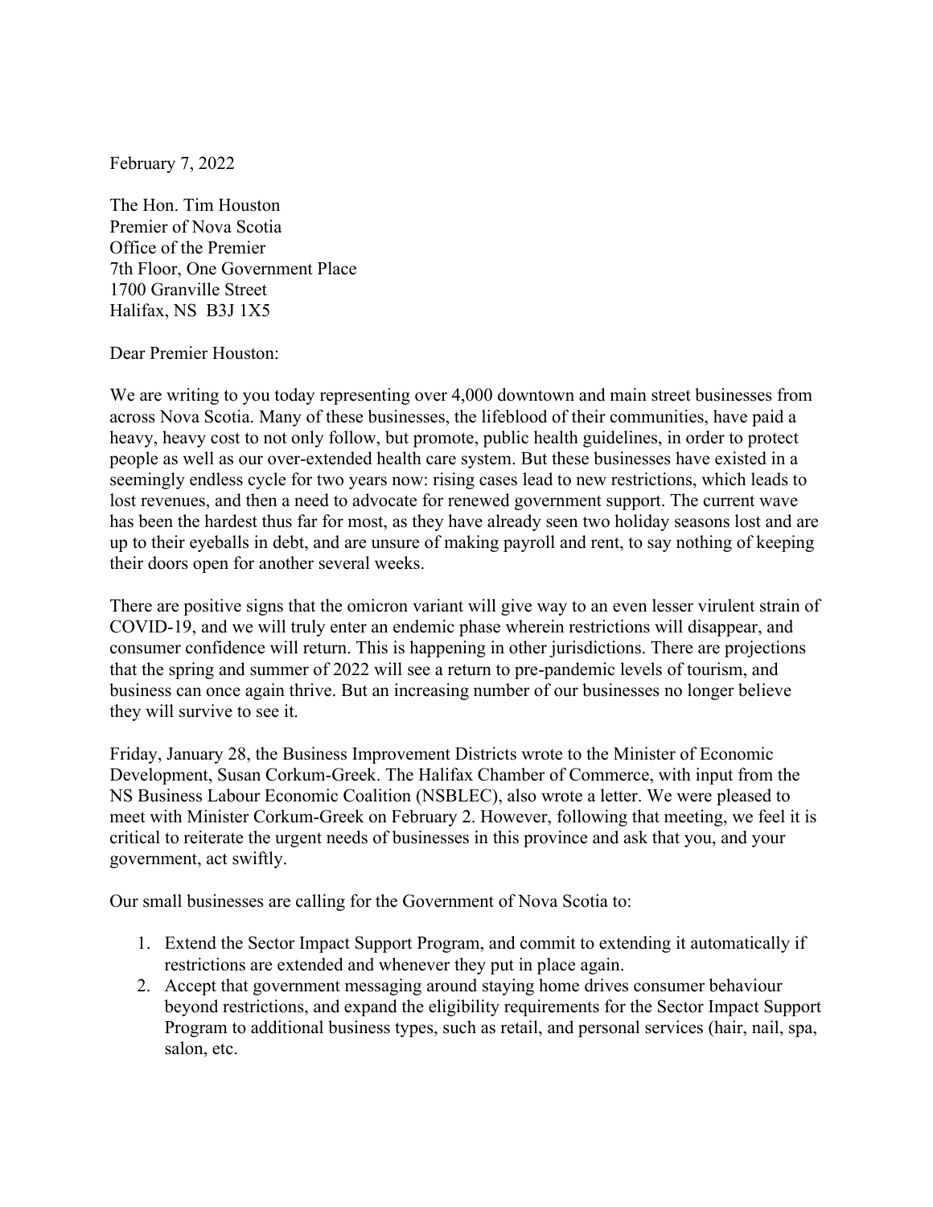February 7, 2022

The Hon. Tim Houston
Premier of Nova Scotia
Office of the Premier
7th Floor, One Government Place
1700 Granville Street
Halifax, NS B3J 1X5

Dear Premier Houston:

We are writing to you today representing over 4,000 downtown and main street businesses from across Nova Scotia. Many of these businesses, the lifeblood of their communities, have paid a heavy, heavy cost to not only follow, but promote, public health guidelines, in order to protect people as well as our over-extended health care system. But these businesses have existed in a seemingly endless cycle for two years now: rising cases lead to new restrictions, which leads to lost revenues, and then a need to advocate for renewed government support. The current wave has been the hardest thus far for most, as they have already seen two holiday seasons lost and are up to their eyeballs in debt, and are unsure of making payroll and rent, to say nothing of keeping their doors open for another several weeks.

There are positive signs that the omicron variant will give way to an even lesser virulent strain of COVID-19, and we will truly enter an endemic phase wherein restrictions will disappear, and consumer confidence will return. This is happening in other jurisdictions. There are projections that the spring and summer of 2022 will see a return to pre-pandemic levels of tourism, and business can once again thrive. But an increasing number of our businesses no longer believe they will survive to see it.

Friday, January 28, the Business Improvement Districts wrote to the Minister of Economic Development, Susan Corkum-Greek. The Halifax Chamber of Commerce, with input from the NS Business Labour Economic Coalition (NSBLEC), also wrote a letter. We were pleased to meet with Minister Corkum-Greek on February 2. However, following that meeting, we feel it is critical to reiterate the urgent needs of businesses in this province and ask that you, and your government, act swiftly.

Our small businesses are calling for the Government of Nova Scotia to:

1. Extend the Sector Impact Support Program, and commit to extending it automatically if restrictions are extended and whenever they put in place again.
2. Accept that government messaging around staying home drives consumer behaviour beyond restrictions, and expand the eligibility requirements for the Sector Impact Support Program to additional business types, such as retail, and personal services (hair, nail, spa, salon, etc.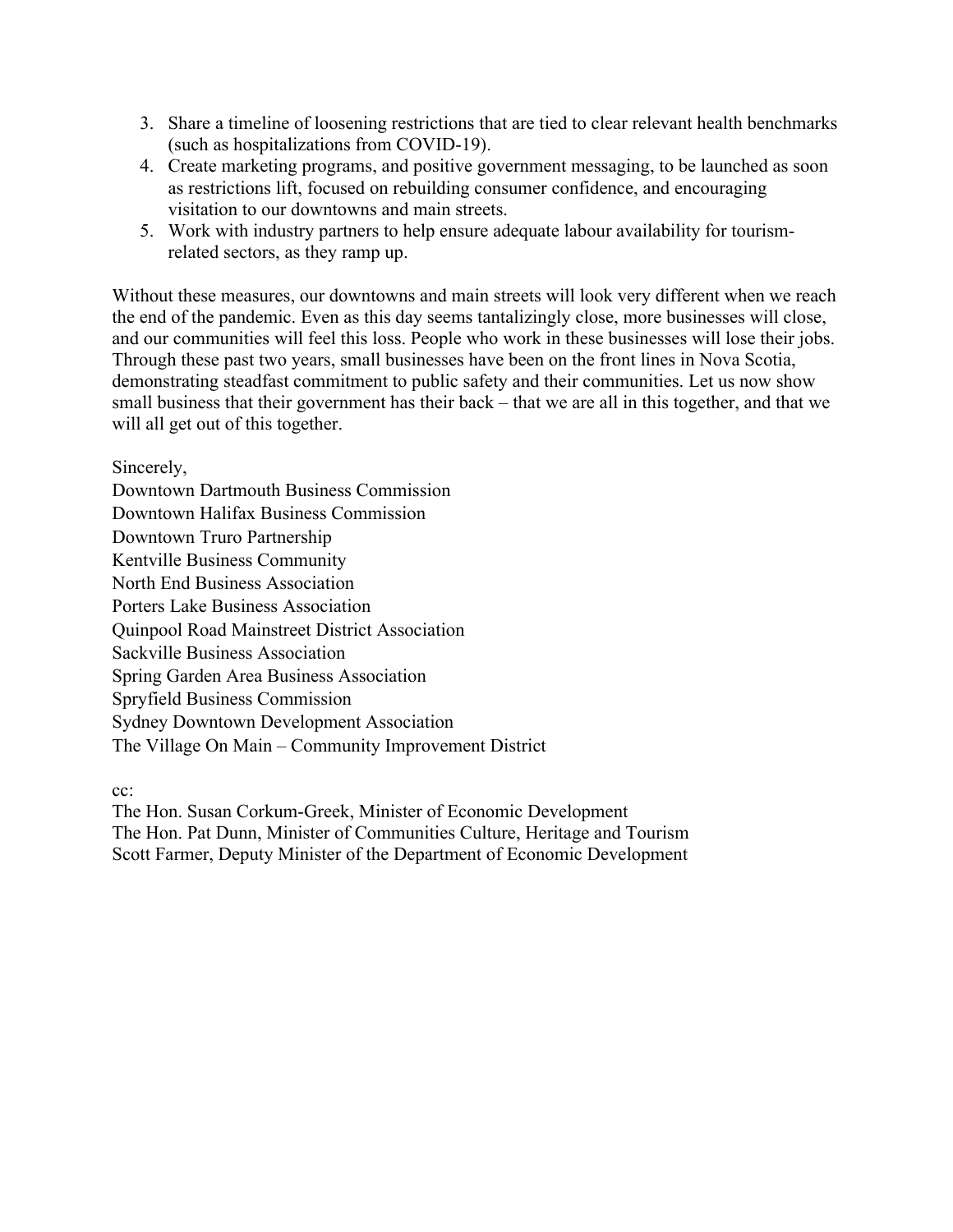3. Share a timeline of loosening restrictions that are tied to clear relevant health benchmarks (such as hospitalizations from COVID-19).
4. Create marketing programs, and positive government messaging, to be launched as soon as restrictions lift, focused on rebuilding consumer confidence, and encouraging visitation to our downtowns and main streets.
5. Work with industry partners to help ensure adequate labour availability for tourism-related sectors, as they ramp up.

Without these measures, our downtowns and main streets will look very different when we reach the end of the pandemic. Even as this day seems tantalizingly close, more businesses will close, and our communities will feel this loss. People who work in these businesses will lose their jobs. Through these past two years, small businesses have been on the front lines in Nova Scotia, demonstrating steadfast commitment to public safety and their communities. Let us now show small business that their government has their back – that we are all in this together, and that we will all get out of this together.

Sincerely,
Downtown Dartmouth Business Commission
Downtown Halifax Business Commission
Downtown Truro Partnership
Kentville Business Community
North End Business Association
Porters Lake Business Association
Quinpool Road Mainstreet District Association
Sackville Business Association
Spring Garden Area Business Association
Spryfield Business Commission
Sydney Downtown Development Association
The Village On Main – Community Improvement District

cc:
The Hon. Susan Corkum-Greek, Minister of Economic Development
The Hon. Pat Dunn, Minister of Communities Culture, Heritage and Tourism
Scott Farmer, Deputy Minister of the Department of Economic Development